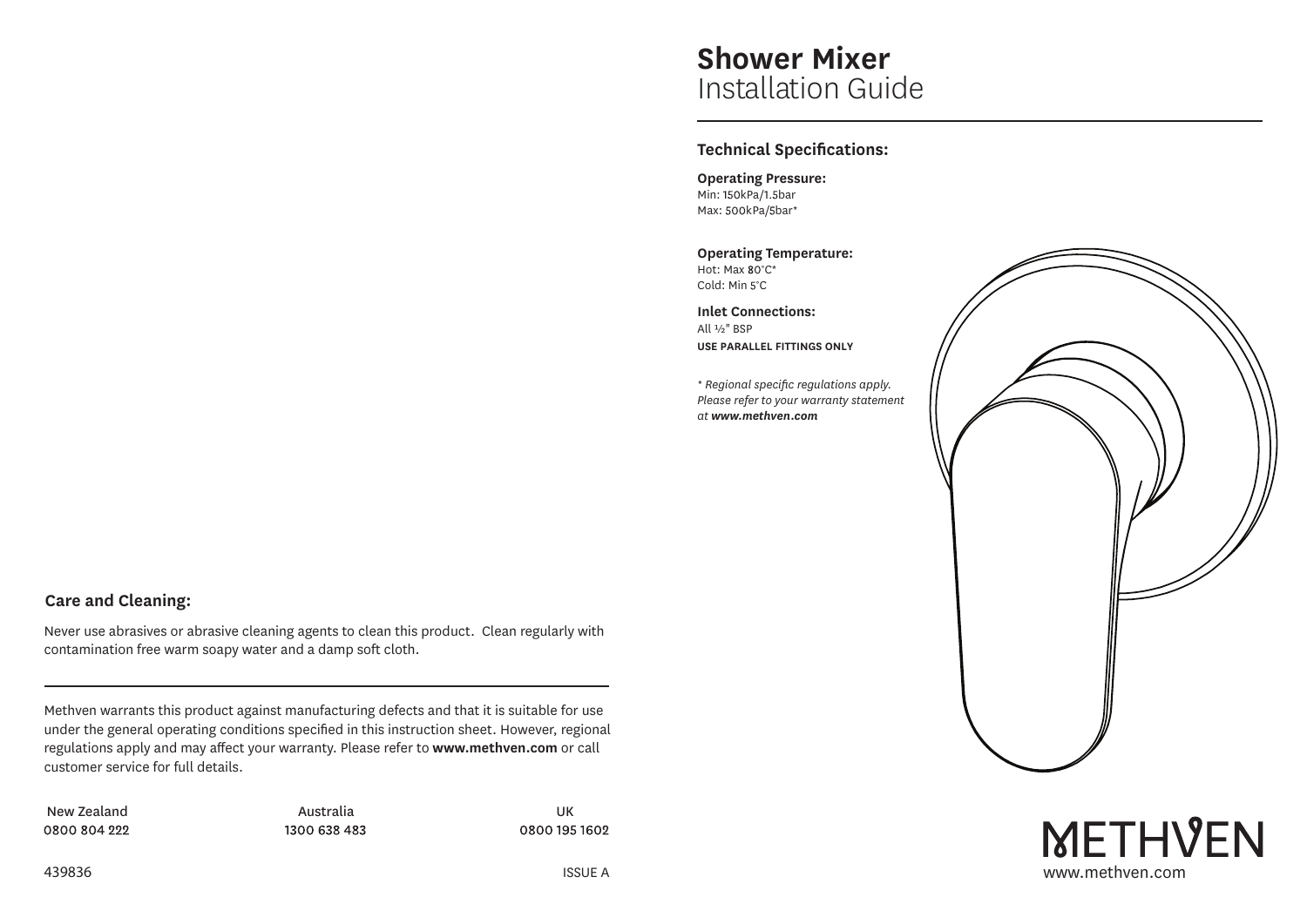# Shower Mixer
Installation Guide

## Technical Specifications:

**Operating Pressure:**
Min: 150kPa/1.5bar
Max: 500kPa/5bar*

**Operating Temperature:**
Hot: Max 80°C*
Cold: Min 5°C

**Inlet Connections:**
All ½" BSP
**USE PARALLEL FITTINGS ONLY**

*\* Regional specific regulations apply. Please refer to your warranty statement at **www.methven.com***

METHVEN
www.methven.com

## Care and Cleaning:

Never use abrasives or abrasive cleaning agents to clean this product. Clean regularly with contamination free warm soapy water and a damp soft cloth.

Methven warrants this product against manufacturing defects and that it is suitable for use under the general operating conditions specified in this instruction sheet. However, regional regulations apply and may affect your warranty. Please refer to **www.methven.com** or call customer service for full details.

| New Zealand | Australia | UK |
|---|---|---|
| 0800 804 222 | 1300 638 483 | 0800 195 1602 |

439836

ISSUE A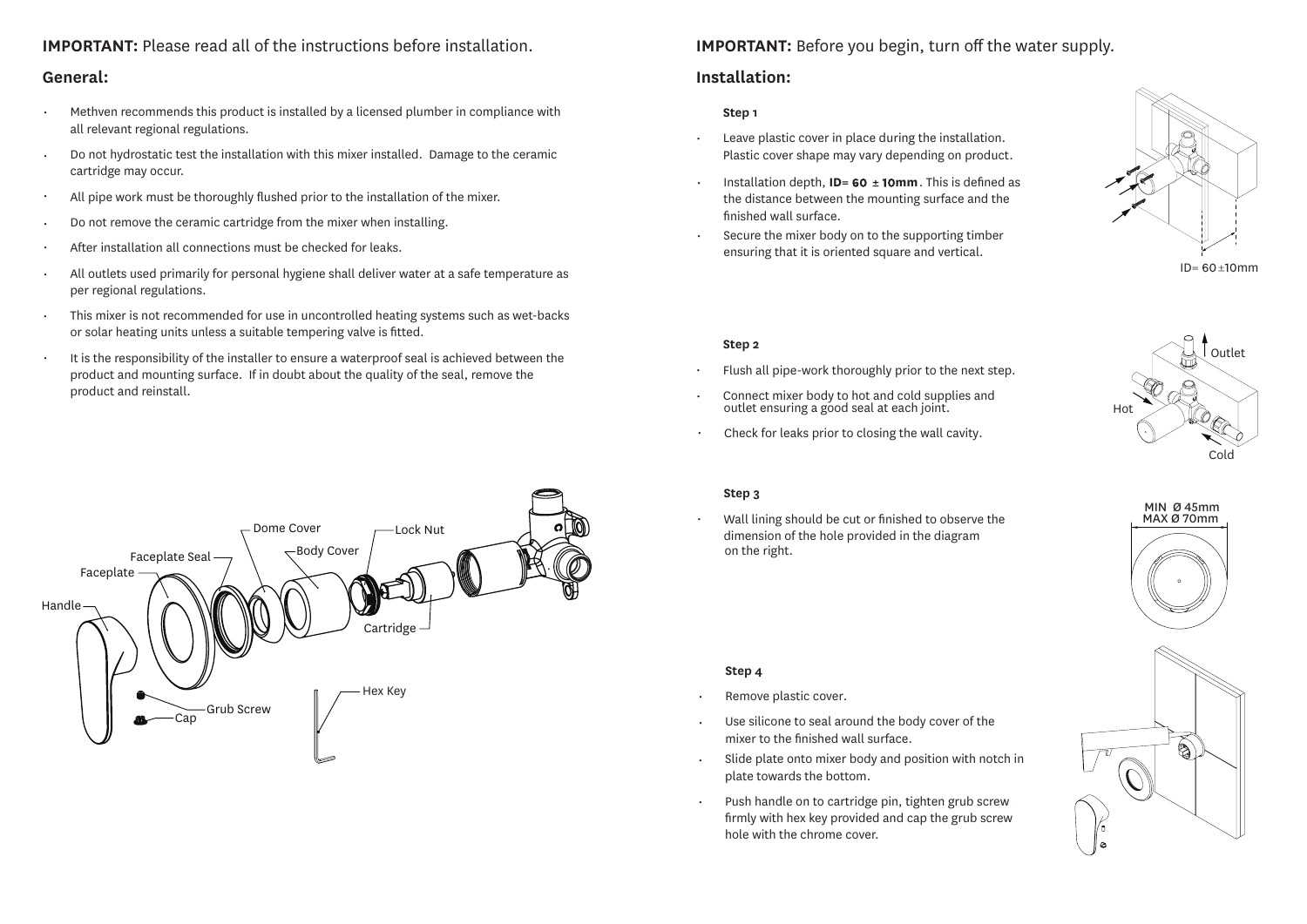**IMPORTANT:** Please read all of the instructions before installation.

## General:

- Methven recommends this product is installed by a licensed plumber in compliance with all relevant regional regulations.
- Do not hydrostatic test the installation with this mixer installed. Damage to the ceramic cartridge may occur.
- All pipe work must be thoroughly flushed prior to the installation of the mixer.
- Do not remove the ceramic cartridge from the mixer when installing.
- After installation all connections must be checked for leaks.
- All outlets used primarily for personal hygiene shall deliver water at a safe temperature as per regional regulations.
- This mixer is not recommended for use in uncontrolled heating systems such as wet-backs or solar heating units unless a suitable tempering valve is fitted.
- It is the responsibility of the installer to ensure a waterproof seal is achieved between the product and mounting surface. If in doubt about the quality of the seal, remove the product and reinstall.

Dome Cover
Lock Nut
Faceplate Seal
Body Cover
Faceplate
Handle
Cartridge
Hex Key
Grub Screw
Cap

**IMPORTANT:** Before you begin, turn off the water supply.

## Installation:

**Step 1**

- Leave plastic cover in place during the installation. Plastic cover shape may vary depending on product.
- Installation depth, **ID= 60 ± 10mm**. This is defined as the distance between the mounting surface and the finished wall surface.
- Secure the mixer body on to the supporting timber ensuring that it is oriented square and vertical.

ID= 60±10mm

**Step 2**

- Flush all pipe-work thoroughly prior to the next step.
- Connect mixer body to hot and cold supplies and outlet ensuring a good seal at each joint.
- Check for leaks prior to closing the wall cavity.

Outlet
Hot
Cold

**Step 3**

- Wall lining should be cut or finished to observe the dimension of the hole provided in the diagram on the right.

MIN Ø 45mm
MAX Ø 70mm

**Step 4**

- Remove plastic cover.
- Use silicone to seal around the body cover of the mixer to the finished wall surface.
- Slide plate onto mixer body and position with notch in plate towards the bottom.
- Push handle on to cartridge pin, tighten grub screw firmly with hex key provided and cap the grub screw hole with the chrome cover.